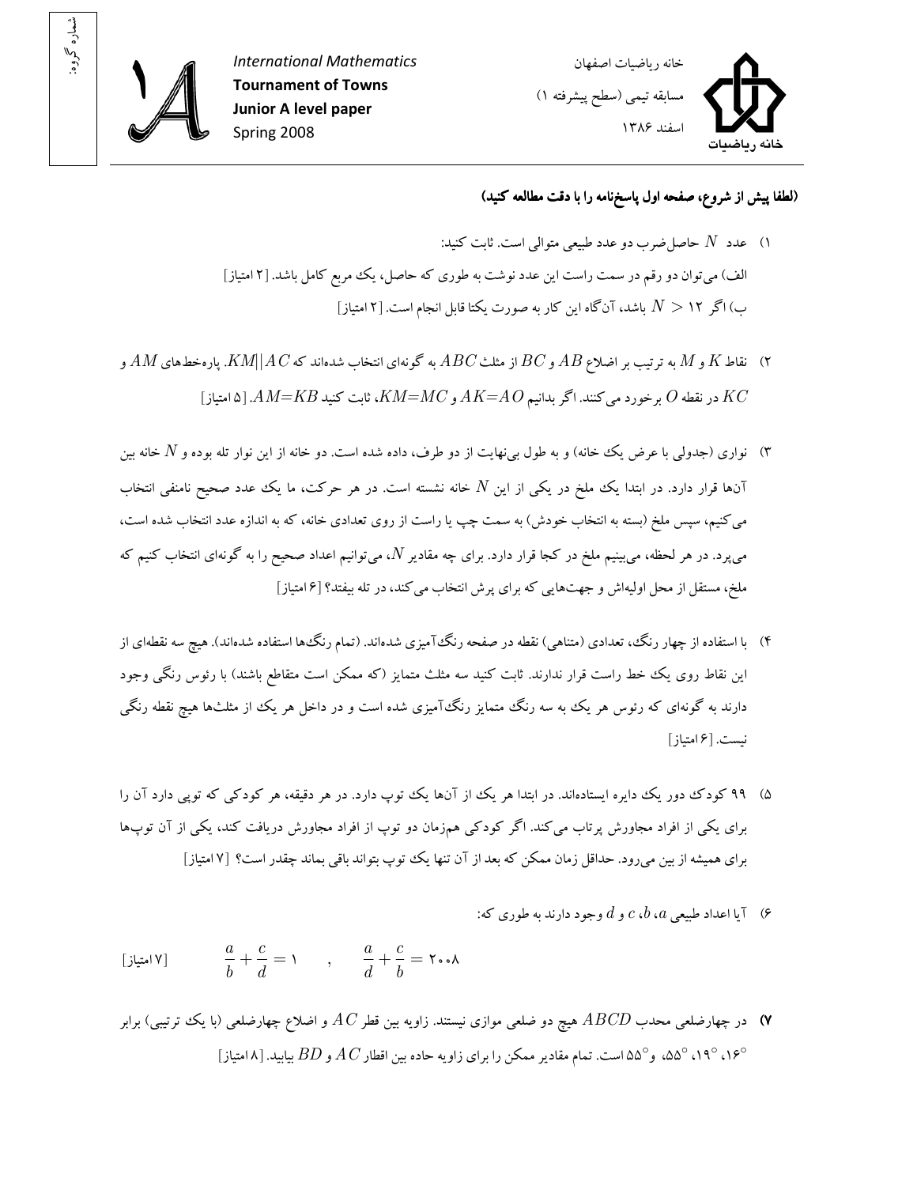شماره گروه:

**International Mathematics Tournament of Towns**
**Junior A level paper**
Spring 2008

خانه ریاضیات اصفهان
مسابقه تیمی (سطح پیشرفته ۱)
اسفند ۱۳۸۶

**(لطفا پیش از شروع، صفحه اول پاسخ‌نامه را با دقت مطالعه کنید)**

۱) عدد $N$ حاصل‌ضرب دو عدد طبیعی متوالی است. ثابت کنید:

الف) می‌توان دو رقم در سمت راست این عدد نوشت به طوری که حاصل، یک مربع کامل باشد. [۲ امتیاز]

ب) اگر $N > ۱۲$ باشد، آن‌گاه این کار به صورت یکتا قابل انجام است. [۲ امتیاز]

۲) نقاط $K$ و $M$ به ترتیب بر اضلاع $AB$ و $BC$ از مثلث $ABC$ به گونه‌ای انتخاب شده‌اند که $KM||AC$. پاره‌خط‌های $AM$ و $KC$ در نقطه $O$ برخورد می‌کنند. اگر بدانیم $AK=AO$ و $KM=MC$، ثابت کنید $AM=KB$. [۵ امتیاز]

۳) نواری (جدولی با عرض یک خانه) و به طول بی‌نهایت از دو طرف، داده شده است. دو خانه از این نوار تله بوده و $N$ خانه بین آن‌ها قرار دارد. در ابتدا یک ملخ در یکی از این $N$ خانه نشسته است. در هر حرکت، ما یک عدد صحیح نامنفی انتخاب می‌کنیم، سپس ملخ (بسته به انتخاب خودش) به سمت چپ یا راست از روی تعدادی خانه، که به اندازه عدد انتخاب شده است، می‌پرد. در هر لحظه، می‌بینیم ملخ در کجا قرار دارد. برای چه مقادیر $N$، می‌توانیم اعداد صحیح را به گونه‌ای انتخاب کنیم که ملخ، مستقل از محل اولیه‌اش و جهت‌هایی که برای پرش انتخاب می‌کند، در تله بیفتد؟ [۶ امتیاز]

۴) با استفاده از چهار رنگ، تعدادی (متناهی) نقطه در صفحه رنگ‌آمیزی شده‌اند. (تمام رنگ‌ها استفاده شده‌اند). هیچ سه نقطه‌ای از این نقاط روی یک خط راست قرار ندارند. ثابت کنید سه مثلث متمایز (که ممکن است متقاطع باشند) با رئوس رنگی وجود دارند به گونه‌ای که رئوس هر یک به سه رنگ متمایز رنگ‌آمیزی شده است و در داخل هر یک از مثلث‌ها هیچ نقطه رنگی نیست. [۶ امتیاز]

۵) ۹۹ کودک دور یک دایره ایستاده‌اند. در ابتدا هر یک از آن‌ها یک توپ دارد. در هر دقیقه، هر کودکی که توپی دارد آن را برای یکی از افراد مجاورش پرتاب می‌کند. اگر کودکی هم‌زمان دو توپ از افراد مجاورش دریافت کند، یکی از آن توپ‌ها برای همیشه از بین می‌رود. حداقل زمان ممکن که بعد از آن تنها یک توپ بتواند باقی بماند چقدر است؟ [۷ امتیاز]

۶) آیا اعداد طبیعی $a$، $b$، $c$ و $d$ وجود دارند به طوری که:

$$\frac{a}{b}+\frac{c}{d}=۱ \quad , \quad \frac{a}{d}+\frac{c}{b}=۲۰۰۸$$

[۷ امتیاز]

**۷)** در چهارضلعی محدب $ABCD$ هیچ دو ضلعی موازی نیستند. زاویه بین قطر $AC$ و اضلاع چهارضلعی (با یک ترتیبی) برابر $۱۶^\circ$، $۱۹^\circ$، $۵۵^\circ$، و $۵۵^\circ$ است. تمام مقادیر ممکن را برای زاویه حاده بین اقطار $AC$ و $BD$ بیابید. [۸ امتیاز]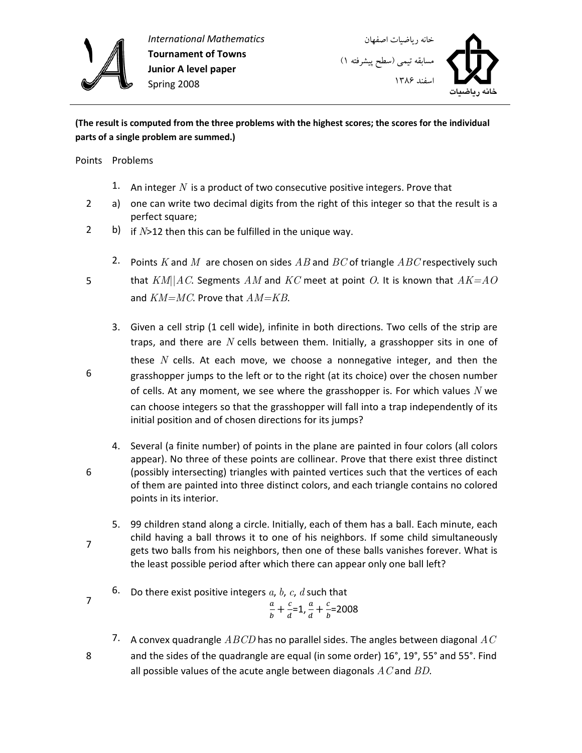*International Mathematics*
**Tournament of Towns**
**Junior A level paper**
Spring 2008

خانه ریاضیات اصفهان
مسابقه تیمی (سطح پیشرفته ۱)
اسفند ۱۳۸۶

**(The result is computed from the three problems with the highest scores; the scores for the individual parts of a single problem are summed.)**

| Points | Problems |
|---|---|
| | 1. An integer $N$ is a product of two consecutive positive integers. Prove that |
| 2 | a) one can write two decimal digits from the right of this integer so that the result is a perfect square; |
| 2 | b) if $N$>12 then this can be fulfilled in the unique way. |
| 5 | 2. Points $K$ and $M$ are chosen on sides $AB$ and $BC$ of triangle $ABC$ respectively such that $KM||AC$. Segments $AM$ and $KC$ meet at point $O$. It is known that $AK=AO$ and $KM=MC$. Prove that $AM=KB$. |
| 6 | 3. Given a cell strip (1 cell wide), infinite in both directions. Two cells of the strip are traps, and there are $N$ cells between them. Initially, a grasshopper sits in one of these $N$ cells. At each move, we choose a nonnegative integer, and then the grasshopper jumps to the left or to the right (at its choice) over the chosen number of cells. At any moment, we see where the grasshopper is. For which values $N$ we can choose integers so that the grasshopper will fall into a trap independently of its initial position and of chosen directions for its jumps? |
| 6 | 4. Several (a finite number) of points in the plane are painted in four colors (all colors appear). No three of these points are collinear. Prove that there exist three distinct (possibly intersecting) triangles with painted vertices such that the vertices of each of them are painted into three distinct colors, and each triangle contains no colored points in its interior. |
| 7 | 5. 99 children stand along a circle. Initially, each of them has a ball. Each minute, each child having a ball throws it to one of his neighbors. If some child simultaneously gets two balls from his neighbors, then one of these balls vanishes forever. What is the least possible period after which there can appear only one ball left? |
| 7 | 6. Do there exist positive integers $a$, $b$, $c$, $d$ such that $$\frac{a}{b}+\frac{c}{d}=1,\ \frac{a}{d}+\frac{c}{b}=2008$$ |
| 8 | 7. A convex quadrangle $ABCD$ has no parallel sides. The angles between diagonal $AC$ and the sides of the quadrangle are equal (in some order) 16°, 19°, 55° and 55°. Find all possible values of the acute angle between diagonals $AC$ and $BD$. |